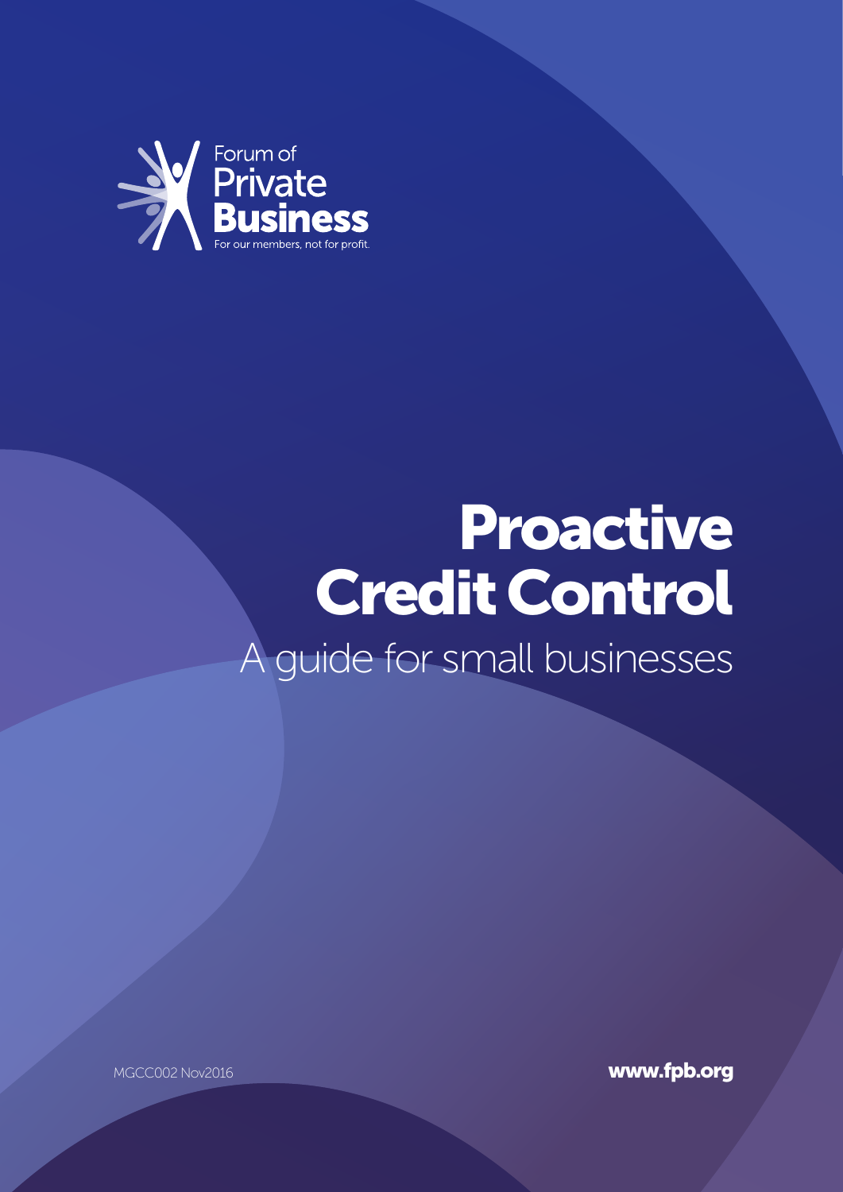Forum of Private Business

For our members, not for profit.

# Proactive Credit Control

## A guide for small businesses

MGCC002 Nov2016

www.fpb.org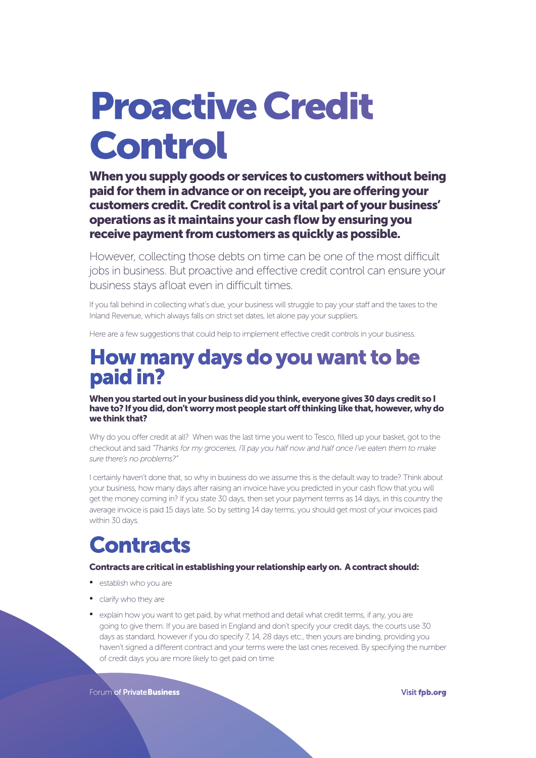# Proactive Credit Control

**When you supply goods or services to customers without being paid for them in advance or on receipt, you are offering your customers credit. Credit control is a vital part of your business' operations as it maintains your cash flow by ensuring you receive payment from customers as quickly as possible.**

However, collecting those debts on time can be one of the most difficult jobs in business. But proactive and effective credit control can ensure your business stays afloat even in difficult times.

If you fall behind in collecting what's due, your business will struggle to pay your staff and the taxes to the Inland Revenue, which always falls on strict set dates, let alone pay your suppliers.

Here are a few suggestions that could help to implement effective credit controls in your business.

## How many days do you want to be paid in?

**When you started out in your business did you think, everyone gives 30 days credit so I have to? If you did, don't worry most people start off thinking like that, however, why do we think that?**

Why do you offer credit at all? When was the last time you went to Tesco, filled up your basket, got to the checkout and said *"Thanks for my groceries, I'll pay you half now and half once I've eaten them to make sure there's no problems?"*

I certainly haven't done that, so why in business do we assume this is the default way to trade? Think about your business, how many days after raising an invoice have you predicted in your cash flow that you will get the money coming in? If you state 30 days, then set your payment terms as 14 days, in this country the average invoice is paid 15 days late. So by setting 14 day terms, you should get most of your invoices paid within 30 days.

## Contracts

**Contracts are critical in establishing your relationship early on. A contract should:**

- establish who you are
- clarify who they are
- explain how you want to get paid, by what method and detail what credit terms, if any, you are going to give them. If you are based in England and don't specify your credit days, the courts use 30 days as standard, however if you do specify 7, 14, 28 days etc., then yours are binding, providing you haven't signed a different contract and your terms were the last ones received. By specifying the number of credit days you are more likely to get paid on time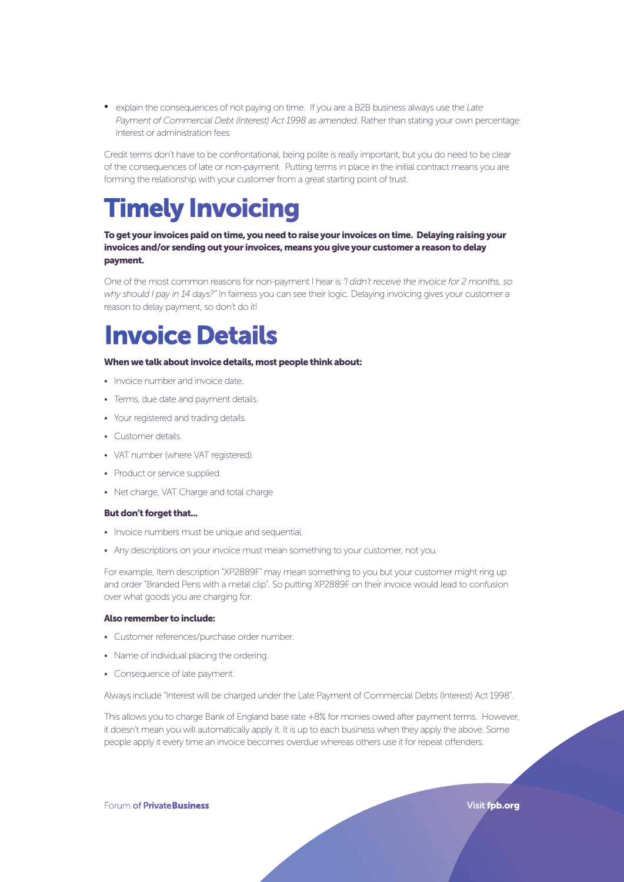- explain the consequences of not paying on time. If you are a B2B business always use the *Late Payment of Commercial Debt (Interest) Act 1998 as amended*. Rather than stating your own percentage interest or administration fees

Credit terms don't have to be confrontational, being polite is really important, but you do need to be clear of the consequences of late or non-payment. Putting terms in place in the initial contract means you are forming the relationship with your customer from a great starting point of trust.

# Timely Invoicing

**To get your invoices paid on time, you need to raise your invoices on time. Delaying raising your invoices and/or sending out your invoices, means you give your customer a reason to delay payment.**

One of the most common reasons for non-payment I hear is *"I didn't receive the invoice for 2 months, so why should I pay in 14 days?"* In fairness you can see their logic. Delaying invoicing gives your customer a reason to delay payment, so don't do it!

# Invoice Details

**When we talk about invoice details, most people think about:**

- Invoice number and invoice date.
- Terms, due date and payment details.
- Your registered and trading details.
- Customer details.
- VAT number (where VAT registered).
- Product or service supplied.
- Net charge, VAT Charge and total charge

**But don't forget that...**

- Invoice numbers must be unique and sequential.
- Any descriptions on your invoice must mean something to your customer, not you.

For example, Item description "XP2889F" may mean something to you but your customer might ring up and order "Branded Pens with a metal clip". So putting XP2889F on their invoice would lead to confusion over what goods you are charging for.

**Also remember to include:**

- Customer references/purchase order number.
- Name of individual placing the ordering.
- Consequence of late payment

Always include "Interest will be charged under the Late Payment of Commercial Debts (Interest) Act 1998".

This allows you to charge Bank of England base rate +8% for monies owed after payment terms. However, it doesn't mean you will automatically apply it. It is up to each business when they apply the above. Some people apply it every time an invoice becomes overdue whereas others use it for repeat offenders.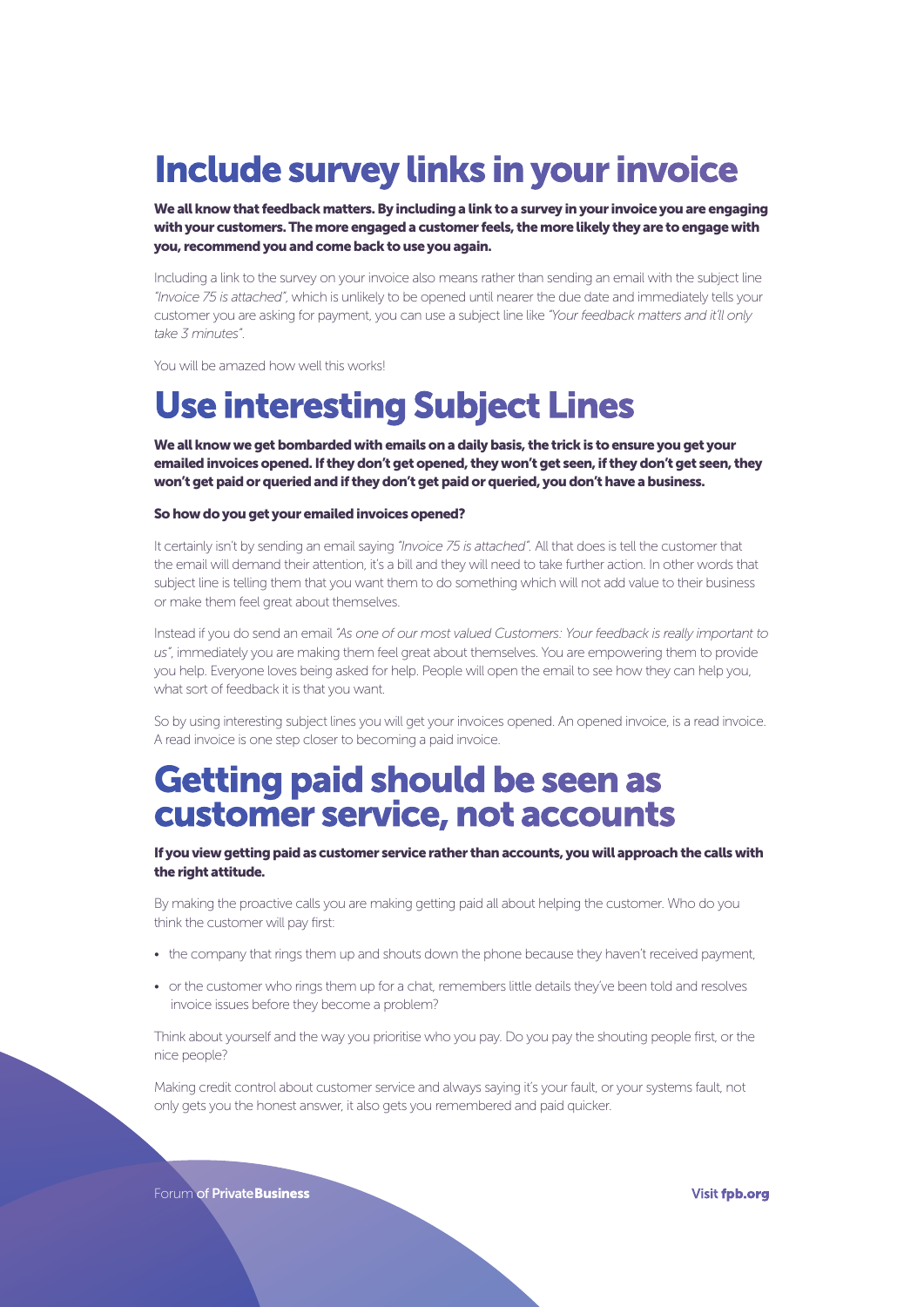# Include survey links in your invoice

**We all know that feedback matters. By including a link to a survey in your invoice you are engaging with your customers. The more engaged a customer feels, the more likely they are to engage with you, recommend you and come back to use you again.**

Including a link to the survey on your invoice also means rather than sending an email with the subject line *"Invoice 75 is attached"*, which is unlikely to be opened until nearer the due date and immediately tells your customer you are asking for payment, you can use a subject line like *"Your feedback matters and it'll only take 3 minutes"*.

You will be amazed how well this works!

# Use interesting Subject Lines

**We all know we get bombarded with emails on a daily basis, the trick is to ensure you get your emailed invoices opened. If they don't get opened, they won't get seen, if they don't get seen, they won't get paid or queried and if they don't get paid or queried, you don't have a business.**

**So how do you get your emailed invoices opened?**

It certainly isn't by sending an email saying *"Invoice 75 is attached"*. All that does is tell the customer that the email will demand their attention, it's a bill and they will need to take further action. In other words that subject line is telling them that you want them to do something which will not add value to their business or make them feel great about themselves.

Instead if you do send an email *"As one of our most valued Customers: Your feedback is really important to us"*, immediately you are making them feel great about themselves. You are empowering them to provide you help. Everyone loves being asked for help. People will open the email to see how they can help you, what sort of feedback it is that you want.

So by using interesting subject lines you will get your invoices opened. An opened invoice, is a read invoice. A read invoice is one step closer to becoming a paid invoice.

# Getting paid should be seen as customer service, not accounts

**If you view getting paid as customer service rather than accounts, you will approach the calls with the right attitude.**

By making the proactive calls you are making getting paid all about helping the customer. Who do you think the customer will pay first:

- the company that rings them up and shouts down the phone because they haven't received payment,
- or the customer who rings them up for a chat, remembers little details they've been told and resolves invoice issues before they become a problem?

Think about yourself and the way you prioritise who you pay. Do you pay the shouting people first, or the nice people?

Making credit control about customer service and always saying it's your fault, or your systems fault, not only gets you the honest answer, it also gets you remembered and paid quicker.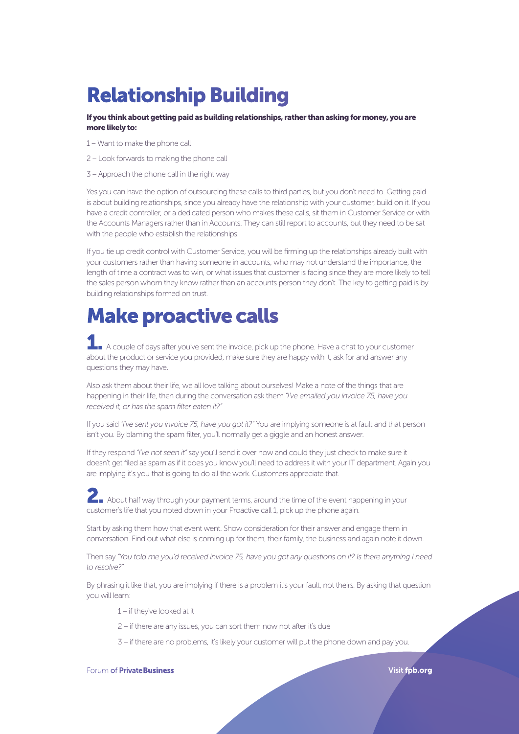# Relationship Building

**If you think about getting paid as building relationships, rather than asking for money, you are more likely to:**

1 – Want to make the phone call

2 – Look forwards to making the phone call

3 – Approach the phone call in the right way

Yes you can have the option of outsourcing these calls to third parties, but you don't need to. Getting paid is about building relationships, since you already have the relationship with your customer, build on it. If you have a credit controller, or a dedicated person who makes these calls, sit them in Customer Service or with the Accounts Managers rather than in Accounts. They can still report to accounts, but they need to be sat with the people who establish the relationships.

If you tie up credit control with Customer Service, you will be firming up the relationships already built with your customers rather than having someone in accounts, who may not understand the importance, the length of time a contract was to win, or what issues that customer is facing since they are more likely to tell the sales person whom they know rather than an accounts person they don't. The key to getting paid is by building relationships formed on trust.

# Make proactive calls

**1.** A couple of days after you've sent the invoice, pick up the phone. Have a chat to your customer about the product or service you provided, make sure they are happy with it, ask for and answer any questions they may have.

Also ask them about their life, we all love talking about ourselves! Make a note of the things that are happening in their life, then during the conversation ask them *"I've emailed you invoice 75, have you received it, or has the spam filter eaten it?"*

If you said *"I've sent you invoice 75, have you got it?"* You are implying someone is at fault and that person isn't you. By blaming the spam filter, you'll normally get a giggle and an honest answer.

If they respond *"I've not seen it"* say you'll send it over now and could they just check to make sure it doesn't get filed as spam as if it does you know you'll need to address it with your IT department. Again you are implying it's you that is going to do all the work. Customers appreciate that.

**2.** About half way through your payment terms, around the time of the event happening in your customer's life that you noted down in your Proactive call 1, pick up the phone again.

Start by asking them how that event went. Show consideration for their answer and engage them in conversation. Find out what else is coming up for them, their family, the business and again note it down.

Then say *"You told me you'd received invoice 75, have you got any questions on it? Is there anything I need to resolve?"*

By phrasing it like that, you are implying if there is a problem it's your fault, not theirs. By asking that question you will learn:

1 – if they've looked at it

2 – if there are any issues, you can sort them now not after it's due

3 – if there are no problems, it's likely your customer will put the phone down and pay you.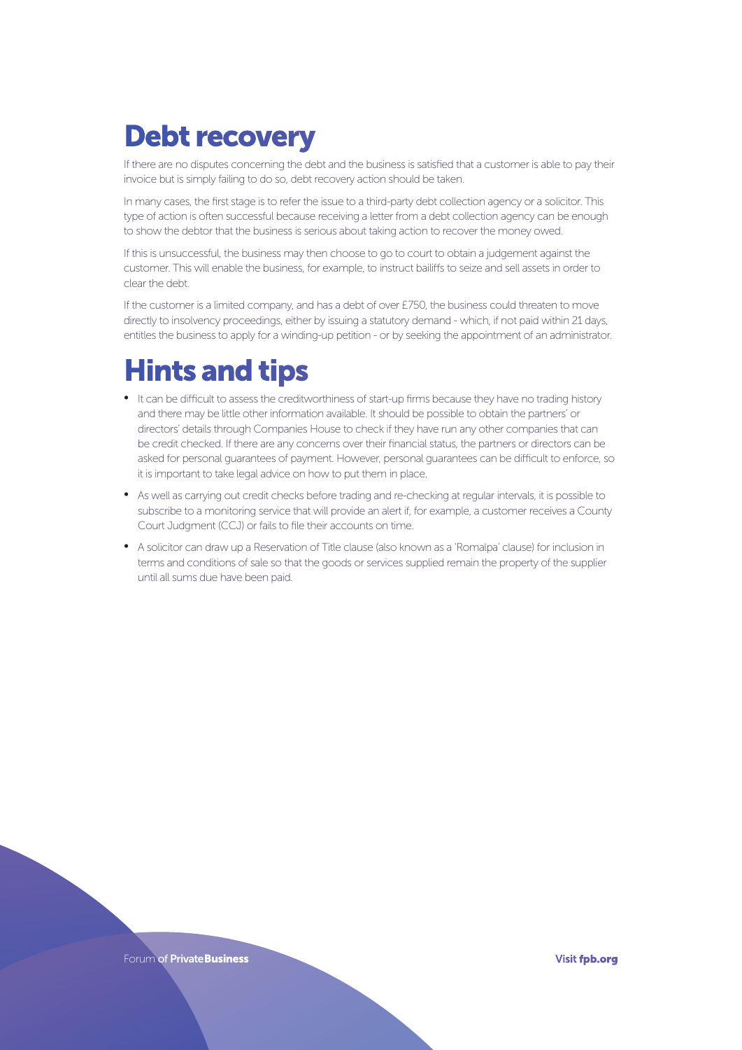# Debt recovery

If there are no disputes concerning the debt and the business is satisfied that a customer is able to pay their invoice but is simply failing to do so, debt recovery action should be taken.

In many cases, the first stage is to refer the issue to a third-party debt collection agency or a solicitor. This type of action is often successful because receiving a letter from a debt collection agency can be enough to show the debtor that the business is serious about taking action to recover the money owed.

If this is unsuccessful, the business may then choose to go to court to obtain a judgement against the customer. This will enable the business, for example, to instruct bailiffs to seize and sell assets in order to clear the debt.

If the customer is a limited company, and has a debt of over £750, the business could threaten to move directly to insolvency proceedings, either by issuing a statutory demand - which, if not paid within 21 days, entitles the business to apply for a winding-up petition - or by seeking the appointment of an administrator.

# Hints and tips

- It can be difficult to assess the creditworthiness of start-up firms because they have no trading history and there may be little other information available. It should be possible to obtain the partners' or directors' details through Companies House to check if they have run any other companies that can be credit checked. If there are any concerns over their financial status, the partners or directors can be asked for personal guarantees of payment. However, personal guarantees can be difficult to enforce, so it is important to take legal advice on how to put them in place.
- As well as carrying out credit checks before trading and re-checking at regular intervals, it is possible to subscribe to a monitoring service that will provide an alert if, for example, a customer receives a County Court Judgment (CCJ) or fails to file their accounts on time.
- A solicitor can draw up a Reservation of Title clause (also known as a 'Romalpa' clause) for inclusion in terms and conditions of sale so that the goods or services supplied remain the property of the supplier until all sums due have been paid.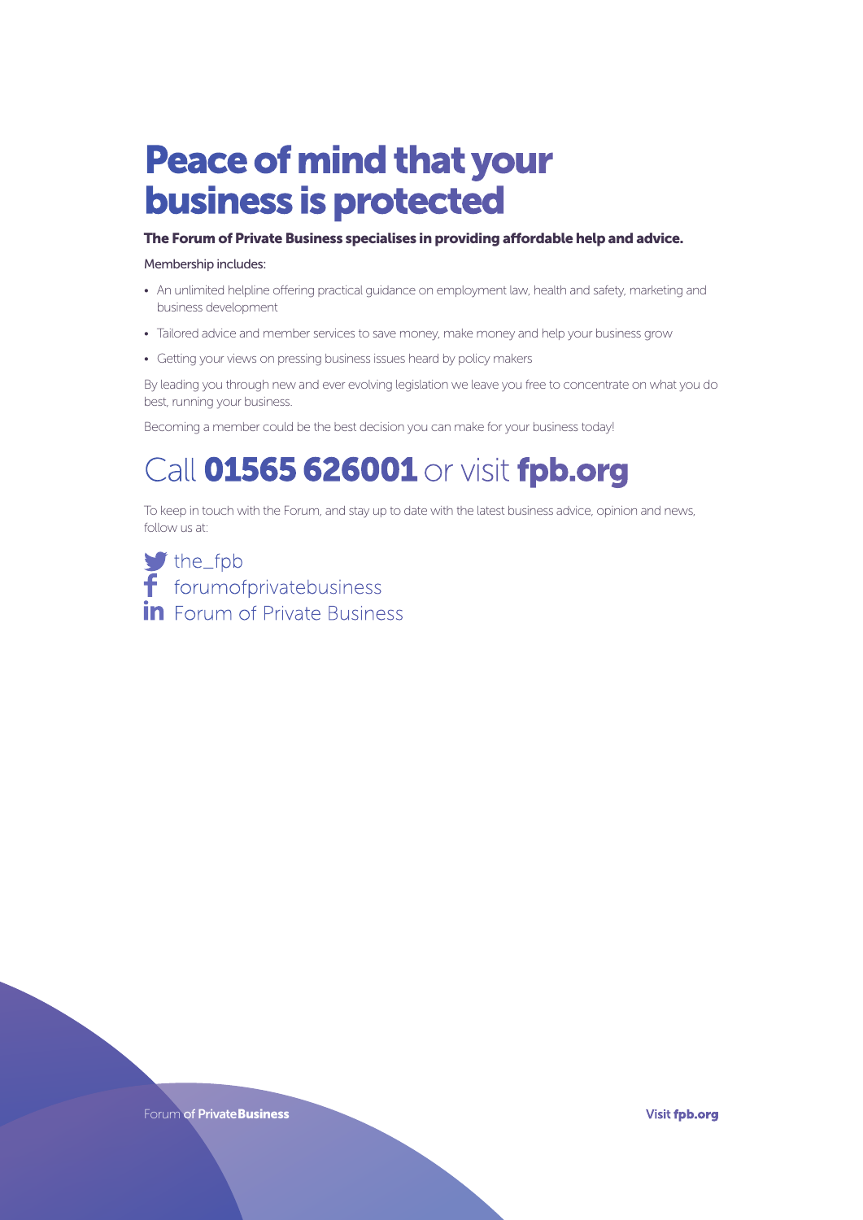# Peace of mind that your business is protected

**The Forum of Private Business specialises in providing affordable help and advice.**

Membership includes:

- An unlimited helpline offering practical guidance on employment law, health and safety, marketing and business development
- Tailored advice and member services to save money, make money and help your business grow
- Getting your views on pressing business issues heard by policy makers

By leading you through new and ever evolving legislation we leave you free to concentrate on what you do best, running your business.

Becoming a member could be the best decision you can make for your business today!

## Call **01565 626001** or visit **fpb.org**

To keep in touch with the Forum, and stay up to date with the latest business advice, opinion and news, follow us at:

the_fpb
forumofprivatebusiness
Forum of Private Business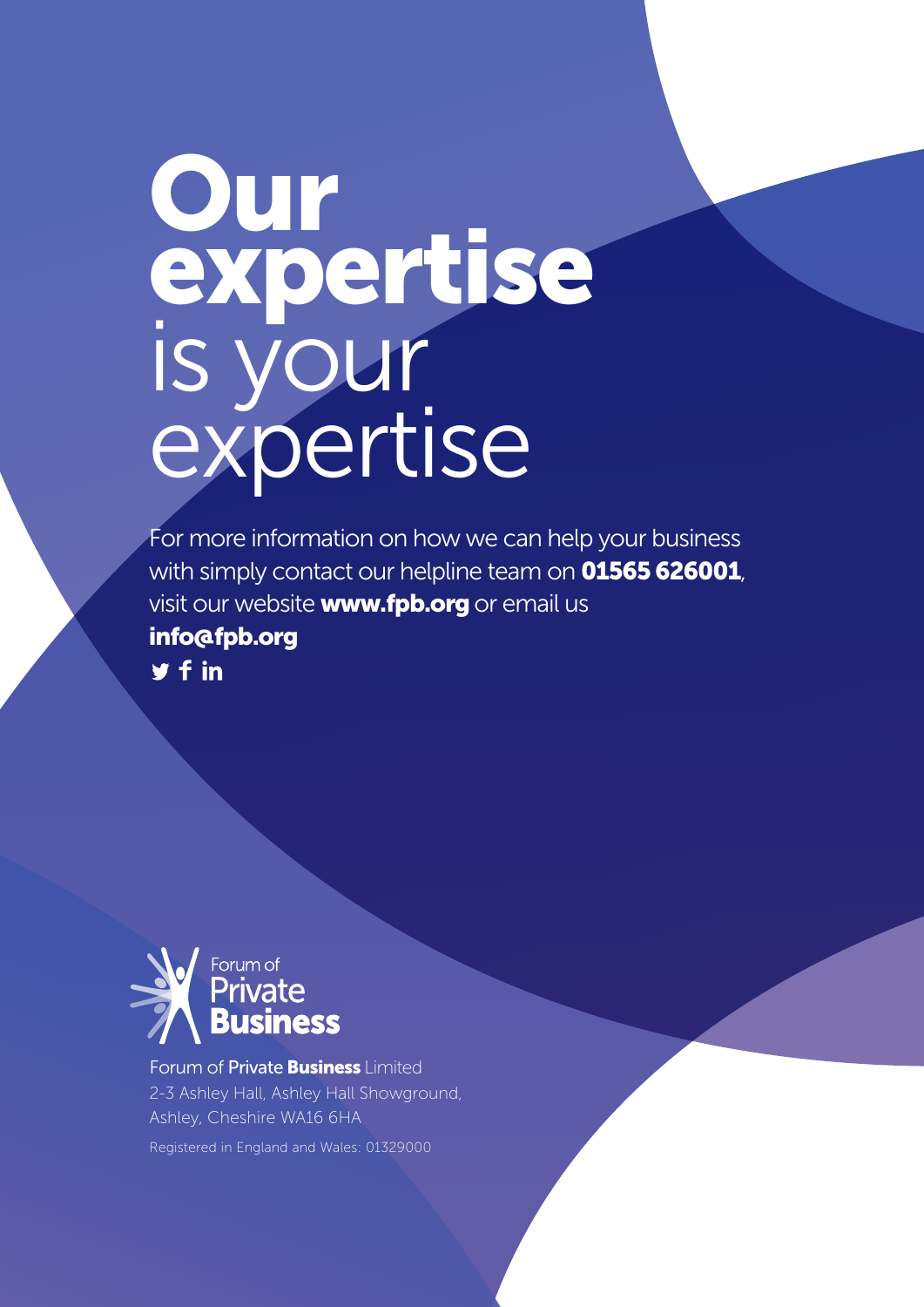# **Our expertise** is your expertise

For more information on how we can help your business with simply contact our helpline team on **01565 626001**, visit our website **www.fpb.org** or email us **info@fpb.org**

Forum of Private Business

Forum of Private **Business** Limited
2-3 Ashley Hall, Ashley Hall Showground,
Ashley, Cheshire WA16 6HA

Registered in England and Wales: 01329000